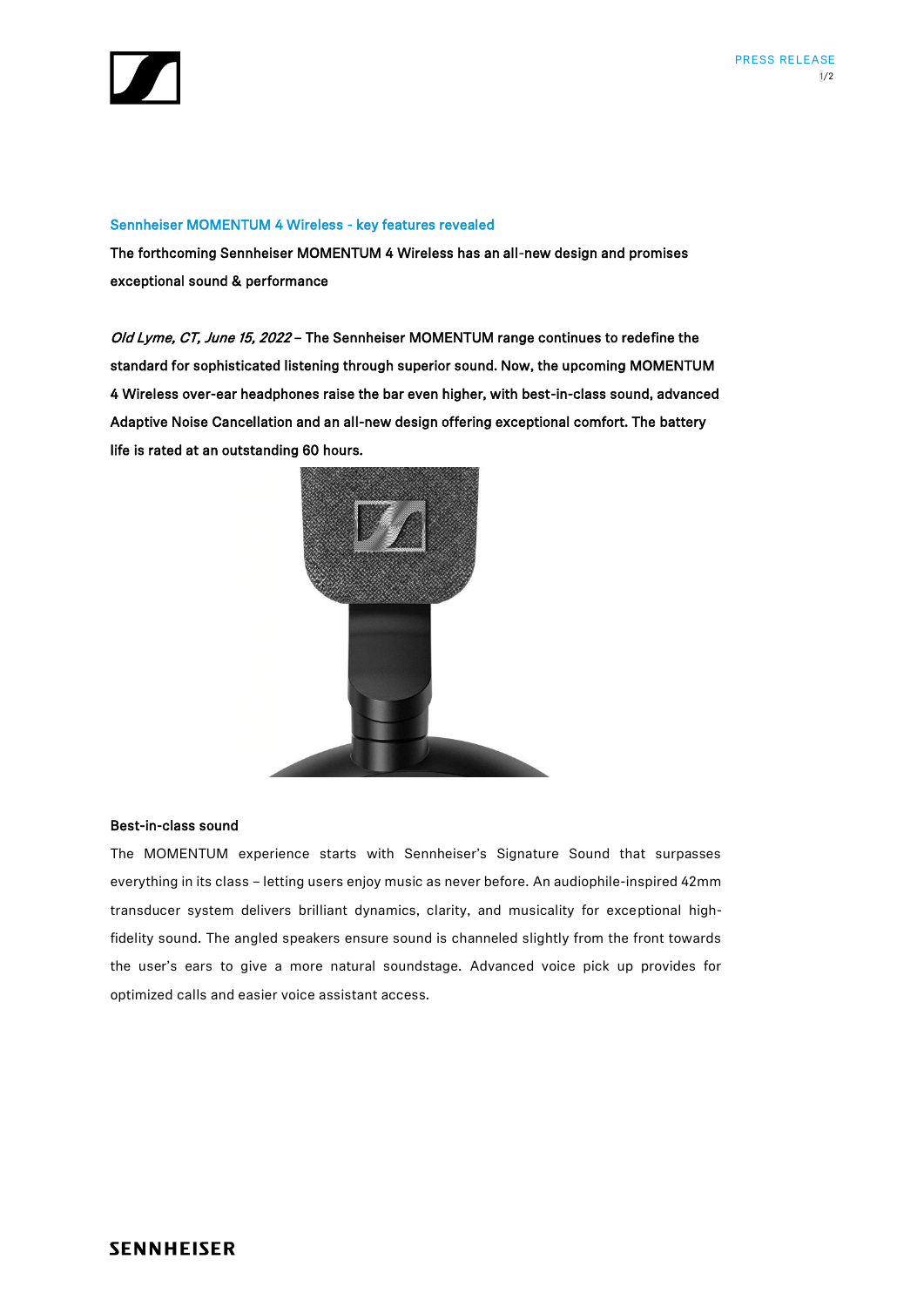## Sennheiser MOMENTUM 4 Wireless - key features revealed

**The forthcoming Sennheiser MOMENTUM 4 Wireless has an all-new design and promises exceptional sound & performance**

***Old Lyme, CT, June 15, 2022*** **– The Sennheiser MOMENTUM range continues to redefine the standard for sophisticated listening through superior sound. Now, the upcoming MOMENTUM 4 Wireless over-ear headphones raise the bar even higher, with best-in-class sound, advanced Adaptive Noise Cancellation and an all-new design offering exceptional comfort. The battery life is rated at an outstanding 60 hours.**

### Best-in-class sound

The MOMENTUM experience starts with Sennheiser's Signature Sound that surpasses everything in its class – letting users enjoy music as never before. An audiophile-inspired 42mm transducer system delivers brilliant dynamics, clarity, and musicality for exceptional high-fidelity sound. The angled speakers ensure sound is channeled slightly from the front towards the user's ears to give a more natural soundstage. Advanced voice pick up provides for optimized calls and easier voice assistant access.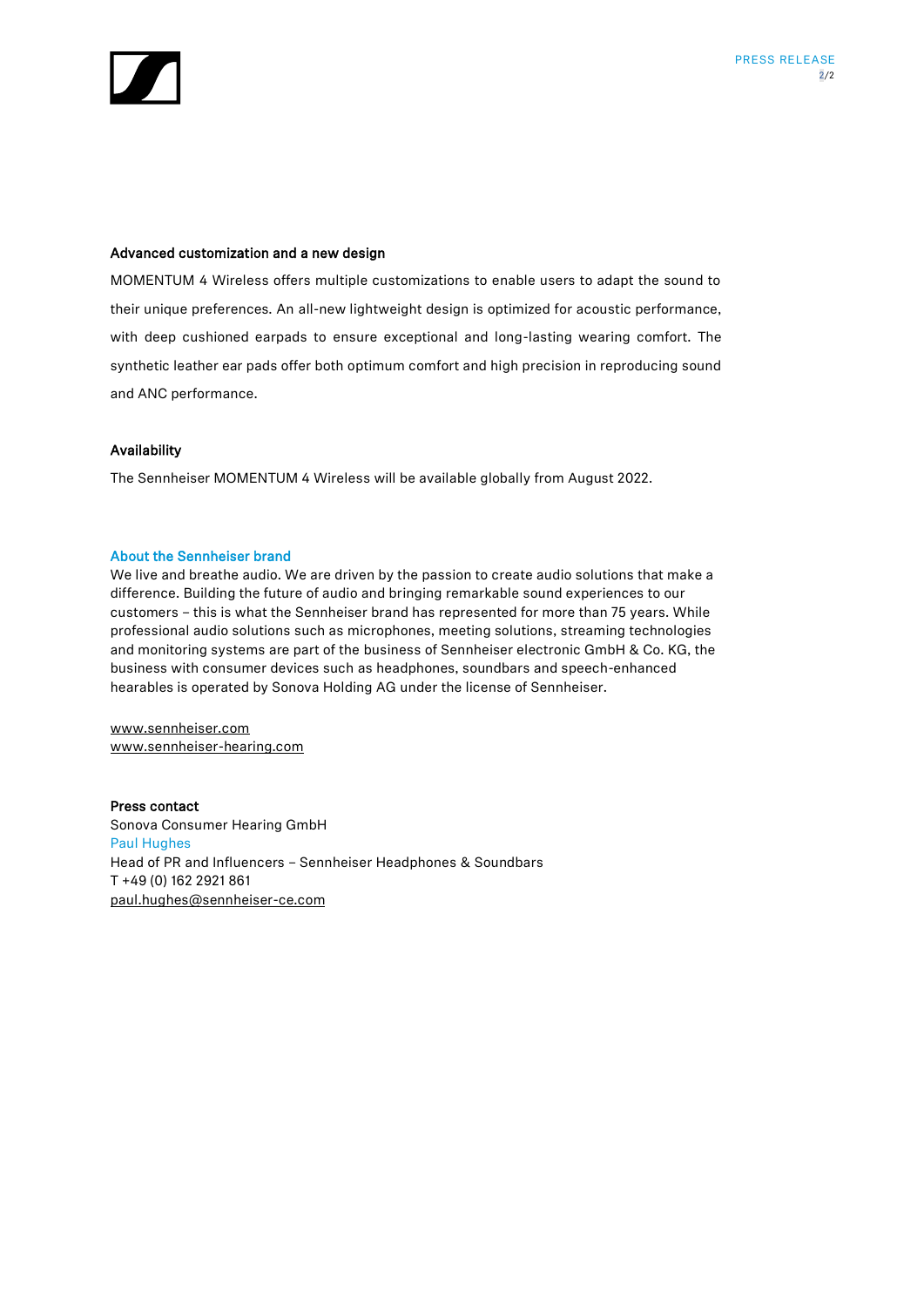### Advanced customization and a new design

MOMENTUM 4 Wireless offers multiple customizations to enable users to adapt the sound to their unique preferences. An all-new lightweight design is optimized for acoustic performance, with deep cushioned earpads to ensure exceptional and long-lasting wearing comfort. The synthetic leather ear pads offer both optimum comfort and high precision in reproducing sound and ANC performance.

### Availability

The Sennheiser MOMENTUM 4 Wireless will be available globally from August 2022.

### About the Sennheiser brand

We live and breathe audio. We are driven by the passion to create audio solutions that make a difference. Building the future of audio and bringing remarkable sound experiences to our customers – this is what the Sennheiser brand has represented for more than 75 years. While professional audio solutions such as microphones, meeting solutions, streaming technologies and monitoring systems are part of the business of Sennheiser electronic GmbH & Co. KG, the business with consumer devices such as headphones, soundbars and speech-enhanced hearables is operated by Sonova Holding AG under the license of Sennheiser.

www.sennheiser.com
www.sennheiser-hearing.com

**Press contact**
Sonova Consumer Hearing GmbH
Paul Hughes
Head of PR and Influencers – Sennheiser Headphones & Soundbars
T +49 (0) 162 2921 861
paul.hughes@sennheiser-ce.com